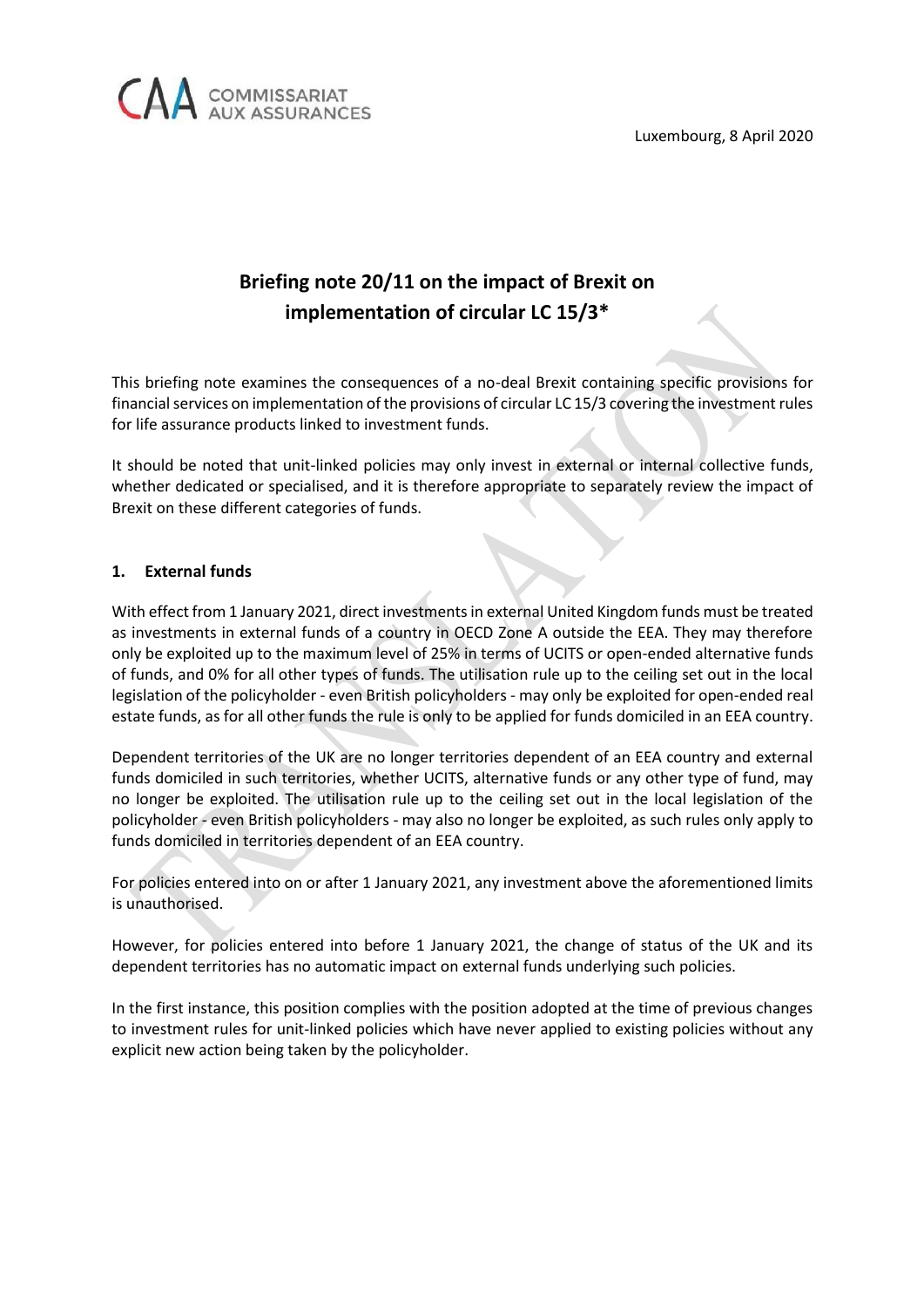CAA COMMISSARIAT AUX ASSURANCES

Luxembourg, 8 April 2020

# Briefing note 20/11 on the impact of Brexit on implementation of circular LC 15/3*

This briefing note examines the consequences of a no-deal Brexit containing specific provisions for financial services on implementation of the provisions of circular LC 15/3 covering the investment rules for life assurance products linked to investment funds.

It should be noted that unit-linked policies may only invest in external or internal collective funds, whether dedicated or specialised, and it is therefore appropriate to separately review the impact of Brexit on these different categories of funds.

## 1. External funds

With effect from 1 January 2021, direct investments in external United Kingdom funds must be treated as investments in external funds of a country in OECD Zone A outside the EEA. They may therefore only be exploited up to the maximum level of 25% in terms of UCITS or open-ended alternative funds of funds, and 0% for all other types of funds. The utilisation rule up to the ceiling set out in the local legislation of the policyholder - even British policyholders - may only be exploited for open-ended real estate funds, as for all other funds the rule is only to be applied for funds domiciled in an EEA country.

Dependent territories of the UK are no longer territories dependent of an EEA country and external funds domiciled in such territories, whether UCITS, alternative funds or any other type of fund, may no longer be exploited. The utilisation rule up to the ceiling set out in the local legislation of the policyholder - even British policyholders - may also no longer be exploited, as such rules only apply to funds domiciled in territories dependent of an EEA country.

For policies entered into on or after 1 January 2021, any investment above the aforementioned limits is unauthorised.

However, for policies entered into before 1 January 2021, the change of status of the UK and its dependent territories has no automatic impact on external funds underlying such policies.

In the first instance, this position complies with the position adopted at the time of previous changes to investment rules for unit-linked policies which have never applied to existing policies without any explicit new action being taken by the policyholder.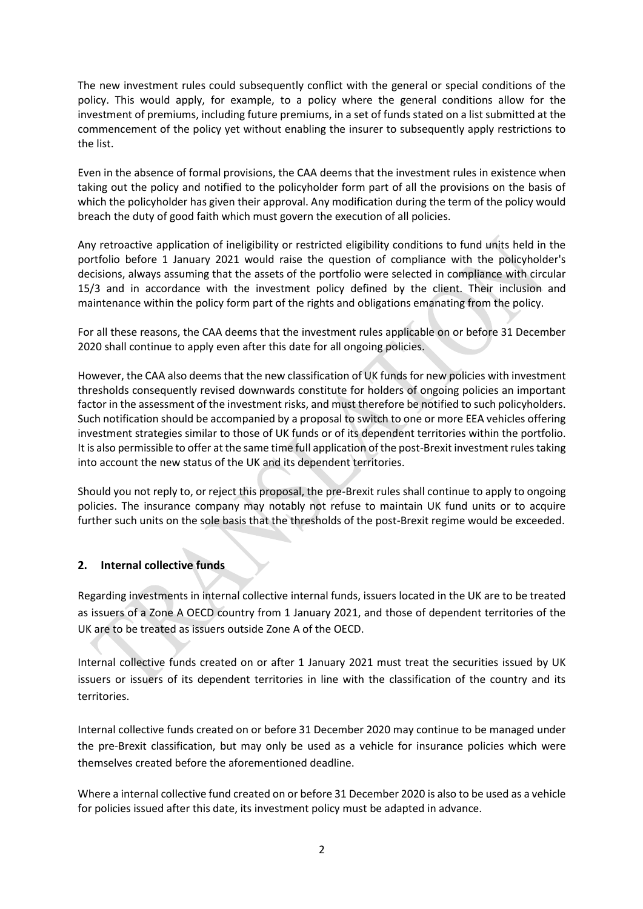The new investment rules could subsequently conflict with the general or special conditions of the policy. This would apply, for example, to a policy where the general conditions allow for the investment of premiums, including future premiums, in a set of funds stated on a list submitted at the commencement of the policy yet without enabling the insurer to subsequently apply restrictions to the list.

Even in the absence of formal provisions, the CAA deems that the investment rules in existence when taking out the policy and notified to the policyholder form part of all the provisions on the basis of which the policyholder has given their approval. Any modification during the term of the policy would breach the duty of good faith which must govern the execution of all policies.

Any retroactive application of ineligibility or restricted eligibility conditions to fund units held in the portfolio before 1 January 2021 would raise the question of compliance with the policyholder's decisions, always assuming that the assets of the portfolio were selected in compliance with circular 15/3 and in accordance with the investment policy defined by the client. Their inclusion and maintenance within the policy form part of the rights and obligations emanating from the policy.

For all these reasons, the CAA deems that the investment rules applicable on or before 31 December 2020 shall continue to apply even after this date for all ongoing policies.

However, the CAA also deems that the new classification of UK funds for new policies with investment thresholds consequently revised downwards constitute for holders of ongoing policies an important factor in the assessment of the investment risks, and must therefore be notified to such policyholders. Such notification should be accompanied by a proposal to switch to one or more EEA vehicles offering investment strategies similar to those of UK funds or of its dependent territories within the portfolio. It is also permissible to offer at the same time full application of the post-Brexit investment rules taking into account the new status of the UK and its dependent territories.

Should you not reply to, or reject this proposal, the pre-Brexit rules shall continue to apply to ongoing policies. The insurance company may notably not refuse to maintain UK fund units or to acquire further such units on the sole basis that the thresholds of the post-Brexit regime would be exceeded.

## 2. Internal collective funds

Regarding investments in internal collective internal funds, issuers located in the UK are to be treated as issuers of a Zone A OECD country from 1 January 2021, and those of dependent territories of the UK are to be treated as issuers outside Zone A of the OECD.

Internal collective funds created on or after 1 January 2021 must treat the securities issued by UK issuers or issuers of its dependent territories in line with the classification of the country and its territories.

Internal collective funds created on or before 31 December 2020 may continue to be managed under the pre-Brexit classification, but may only be used as a vehicle for insurance policies which were themselves created before the aforementioned deadline.

Where a internal collective fund created on or before 31 December 2020 is also to be used as a vehicle for policies issued after this date, its investment policy must be adapted in advance.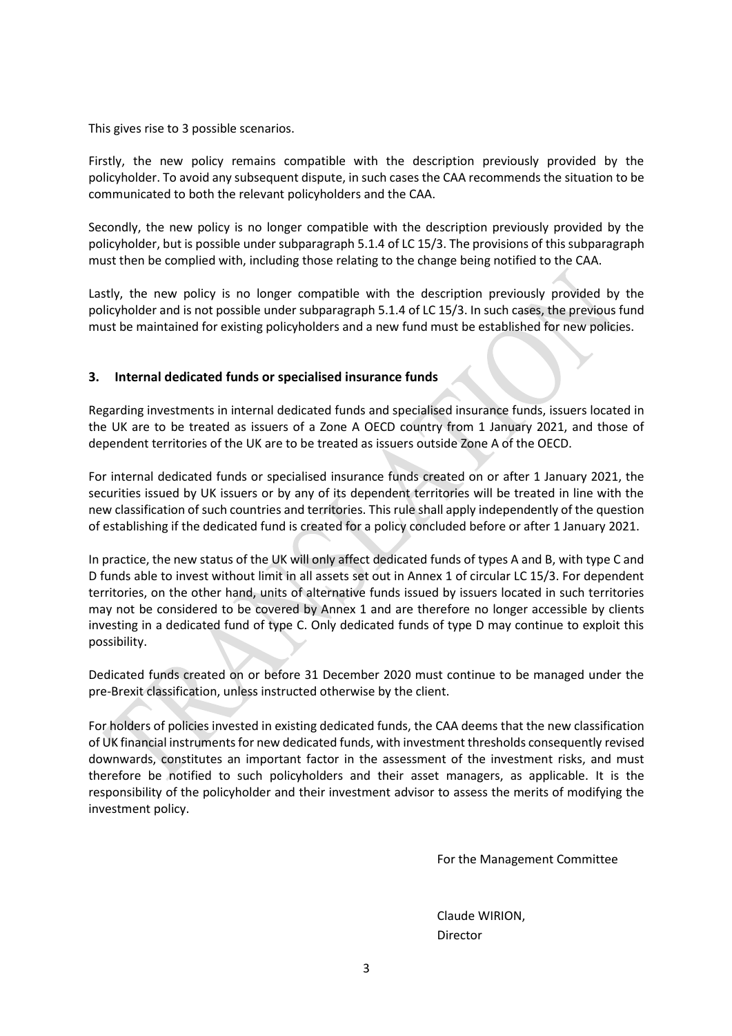This gives rise to 3 possible scenarios.

Firstly, the new policy remains compatible with the description previously provided by the policyholder. To avoid any subsequent dispute, in such cases the CAA recommends the situation to be communicated to both the relevant policyholders and the CAA.

Secondly, the new policy is no longer compatible with the description previously provided by the policyholder, but is possible under subparagraph 5.1.4 of LC 15/3. The provisions of this subparagraph must then be complied with, including those relating to the change being notified to the CAA.

Lastly, the new policy is no longer compatible with the description previously provided by the policyholder and is not possible under subparagraph 5.1.4 of LC 15/3. In such cases, the previous fund must be maintained for existing policyholders and a new fund must be established for new policies.

## 3. Internal dedicated funds or specialised insurance funds

Regarding investments in internal dedicated funds and specialised insurance funds, issuers located in the UK are to be treated as issuers of a Zone A OECD country from 1 January 2021, and those of dependent territories of the UK are to be treated as issuers outside Zone A of the OECD.

For internal dedicated funds or specialised insurance funds created on or after 1 January 2021, the securities issued by UK issuers or by any of its dependent territories will be treated in line with the new classification of such countries and territories. This rule shall apply independently of the question of establishing if the dedicated fund is created for a policy concluded before or after 1 January 2021.

In practice, the new status of the UK will only affect dedicated funds of types A and B, with type C and D funds able to invest without limit in all assets set out in Annex 1 of circular LC 15/3. For dependent territories, on the other hand, units of alternative funds issued by issuers located in such territories may not be considered to be covered by Annex 1 and are therefore no longer accessible by clients investing in a dedicated fund of type C. Only dedicated funds of type D may continue to exploit this possibility.

Dedicated funds created on or before 31 December 2020 must continue to be managed under the pre-Brexit classification, unless instructed otherwise by the client.

For holders of policies invested in existing dedicated funds, the CAA deems that the new classification of UK financial instruments for new dedicated funds, with investment thresholds consequently revised downwards, constitutes an important factor in the assessment of the investment risks, and must therefore be notified to such policyholders and their asset managers, as applicable. It is the responsibility of the policyholder and their investment advisor to assess the merits of modifying the investment policy.

For the Management Committee

Claude WIRION,
Director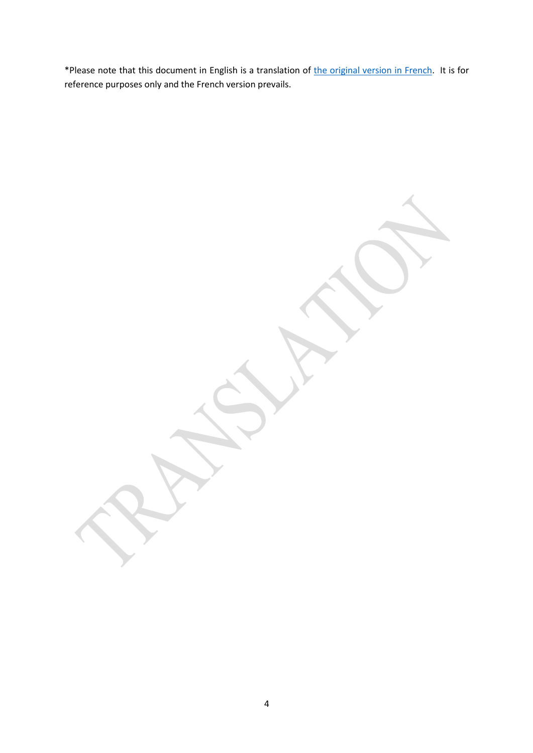*Please note that this document in English is a translation of [the original version in French](). It is for reference purposes only and the French version prevails.